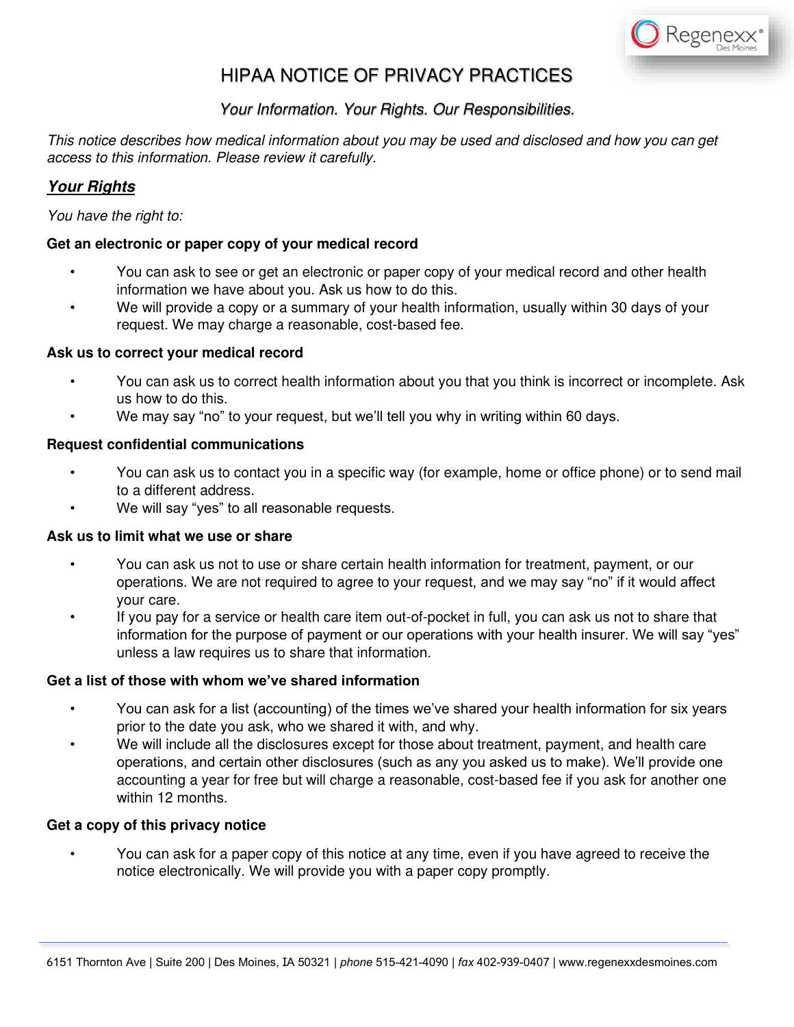# HIPAA NOTICE OF PRIVACY PRACTICES

*Your Information. Your Rights. Our Responsibilities.*

*This notice describes how medical information about you may be used and disclosed and how you can get access to this information. Please review it carefully.*

## ***Your Rights***

*You have the right to:*

### Get an electronic or paper copy of your medical record

- You can ask to see or get an electronic or paper copy of your medical record and other health information we have about you. Ask us how to do this.
- We will provide a copy or a summary of your health information, usually within 30 days of your request. We may charge a reasonable, cost-based fee.

### Ask us to correct your medical record

- You can ask us to correct health information about you that you think is incorrect or incomplete. Ask us how to do this.
- We may say "no" to your request, but we'll tell you why in writing within 60 days.

### Request confidential communications

- You can ask us to contact you in a specific way (for example, home or office phone) or to send mail to a different address.
- We will say "yes" to all reasonable requests.

### Ask us to limit what we use or share

- You can ask us not to use or share certain health information for treatment, payment, or our operations. We are not required to agree to your request, and we may say "no" if it would affect your care.
- If you pay for a service or health care item out-of-pocket in full, you can ask us not to share that information for the purpose of payment or our operations with your health insurer. We will say "yes" unless a law requires us to share that information.

### Get a list of those with whom we've shared information

- You can ask for a list (accounting) of the times we've shared your health information for six years prior to the date you ask, who we shared it with, and why.
- We will include all the disclosures except for those about treatment, payment, and health care operations, and certain other disclosures (such as any you asked us to make). We'll provide one accounting a year for free but will charge a reasonable, cost-based fee if you ask for another one within 12 months.

### Get a copy of this privacy notice

- You can ask for a paper copy of this notice at any time, even if you have agreed to receive the notice electronically. We will provide you with a paper copy promptly.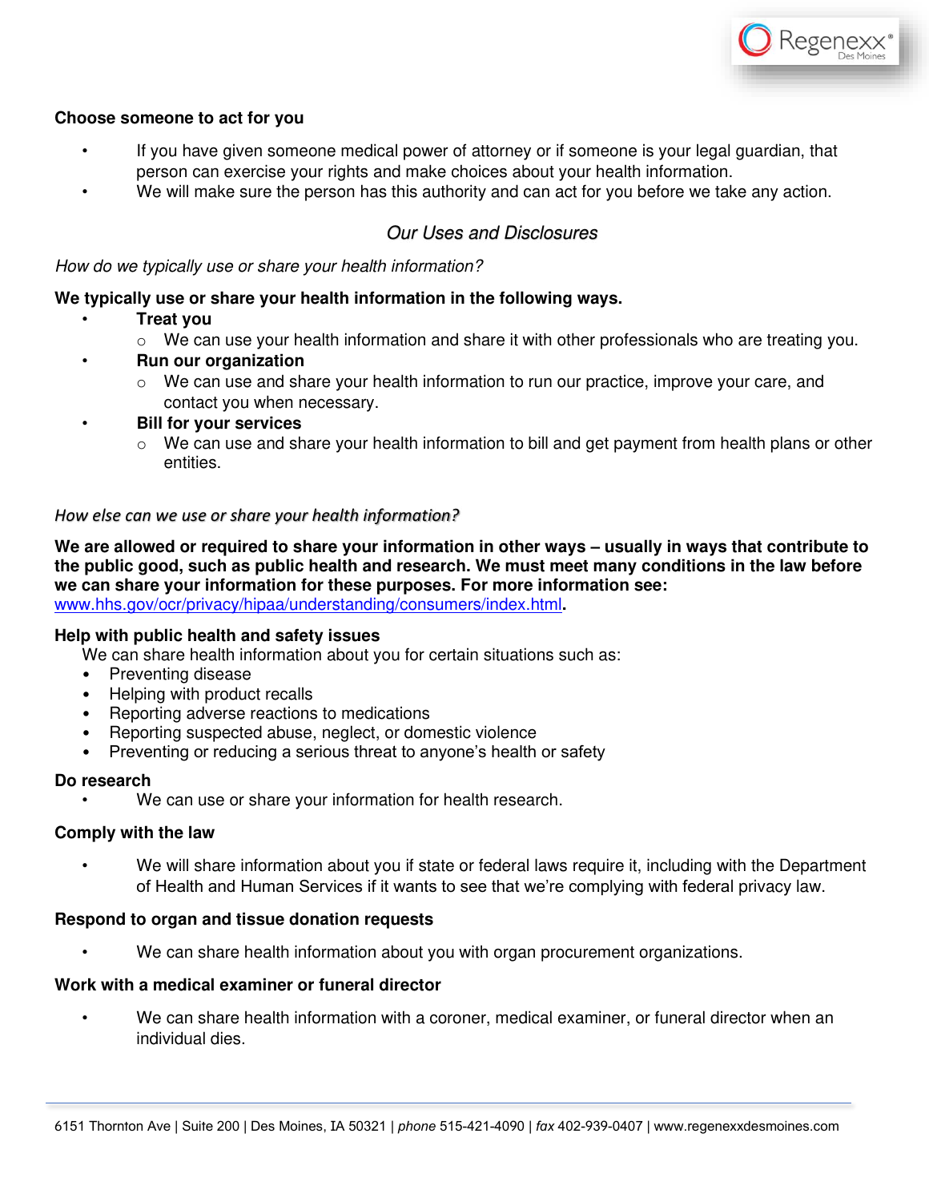**Choose someone to act for you**

- If you have given someone medical power of attorney or if someone is your legal guardian, that person can exercise your rights and make choices about your health information.
- We will make sure the person has this authority and can act for you before we take any action.

## *Our Uses and Disclosures*

*How do we typically use or share your health information?*

**We typically use or share your health information in the following ways.**

- **Treat you**
  - We can use your health information and share it with other professionals who are treating you.
- **Run our organization**
  - We can use and share your health information to run our practice, improve your care, and contact you when necessary.
- **Bill for your services**
  - We can use and share your health information to bill and get payment from health plans or other entities.

*How else can we use or share your health information?*

**We are allowed or required to share your information in other ways – usually in ways that contribute to the public good, such as public health and research. We must meet many conditions in the law before we can share your information for these purposes. For more information see:** www.hhs.gov/ocr/privacy/hipaa/understanding/consumers/index.html**.**

**Help with public health and safety issues**

We can share health information about you for certain situations such as:

- Preventing disease
- Helping with product recalls
- Reporting adverse reactions to medications
- Reporting suspected abuse, neglect, or domestic violence
- Preventing or reducing a serious threat to anyone's health or safety

**Do research**

- We can use or share your information for health research.

**Comply with the law**

- We will share information about you if state or federal laws require it, including with the Department of Health and Human Services if it wants to see that we're complying with federal privacy law.

**Respond to organ and tissue donation requests**

- We can share health information about you with organ procurement organizations.

**Work with a medical examiner or funeral director**

- We can share health information with a coroner, medical examiner, or funeral director when an individual dies.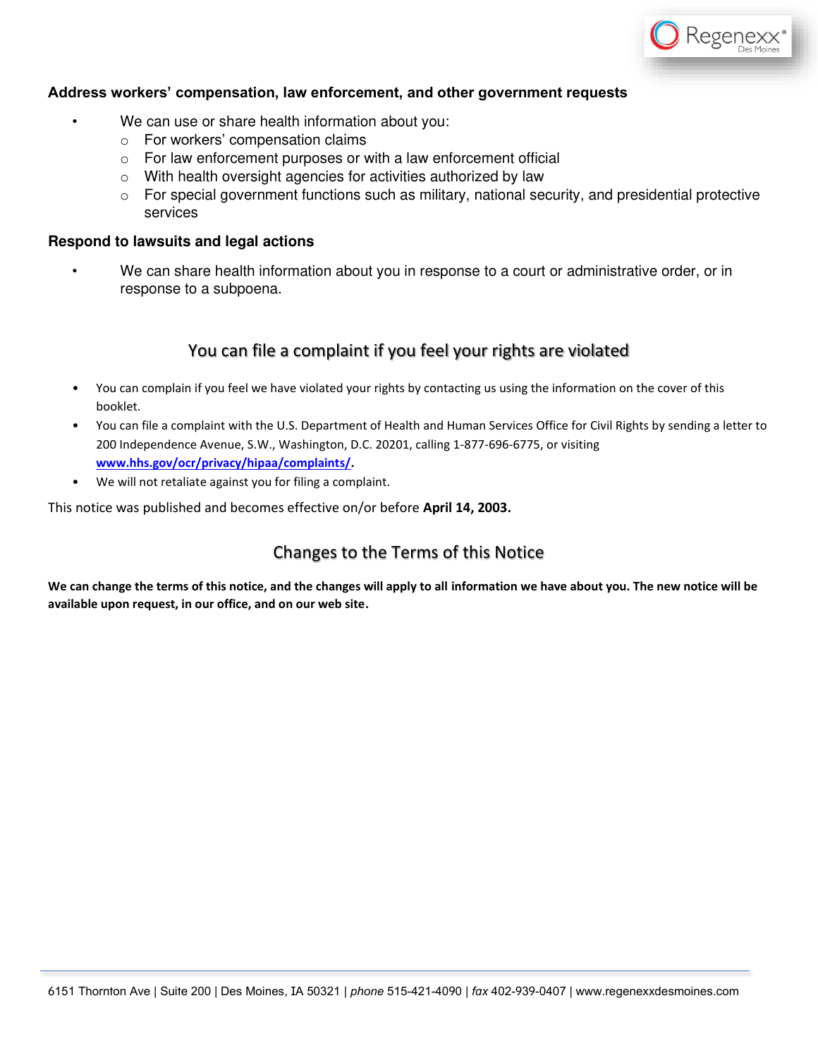### Address workers' compensation, law enforcement, and other government requests

- We can use or share health information about you:
  - For workers' compensation claims
  - For law enforcement purposes or with a law enforcement official
  - With health oversight agencies for activities authorized by law
  - For special government functions such as military, national security, and presidential protective services

### Respond to lawsuits and legal actions

- We can share health information about you in response to a court or administrative order, or in response to a subpoena.

## You can file a complaint if you feel your rights are violated

- You can complain if you feel we have violated your rights by contacting us using the information on the cover of this booklet.
- You can file a complaint with the U.S. Department of Health and Human Services Office for Civil Rights by sending a letter to 200 Independence Avenue, S.W., Washington, D.C. 20201, calling 1-877-696-6775, or visiting **www.hhs.gov/ocr/privacy/hipaa/complaints/**.
- We will not retaliate against you for filing a complaint.

This notice was published and becomes effective on/or before **April 14, 2003.**

## Changes to the Terms of this Notice

**We can change the terms of this notice, and the changes will apply to all information we have about you. The new notice will be available upon request, in our office, and on our web site.**

6151 Thornton Ave | Suite 200 | Des Moines, IA 50321 | *phone* 515-421-4090 | *fax* 402-939-0407 | www.regenexxdesmoines.com